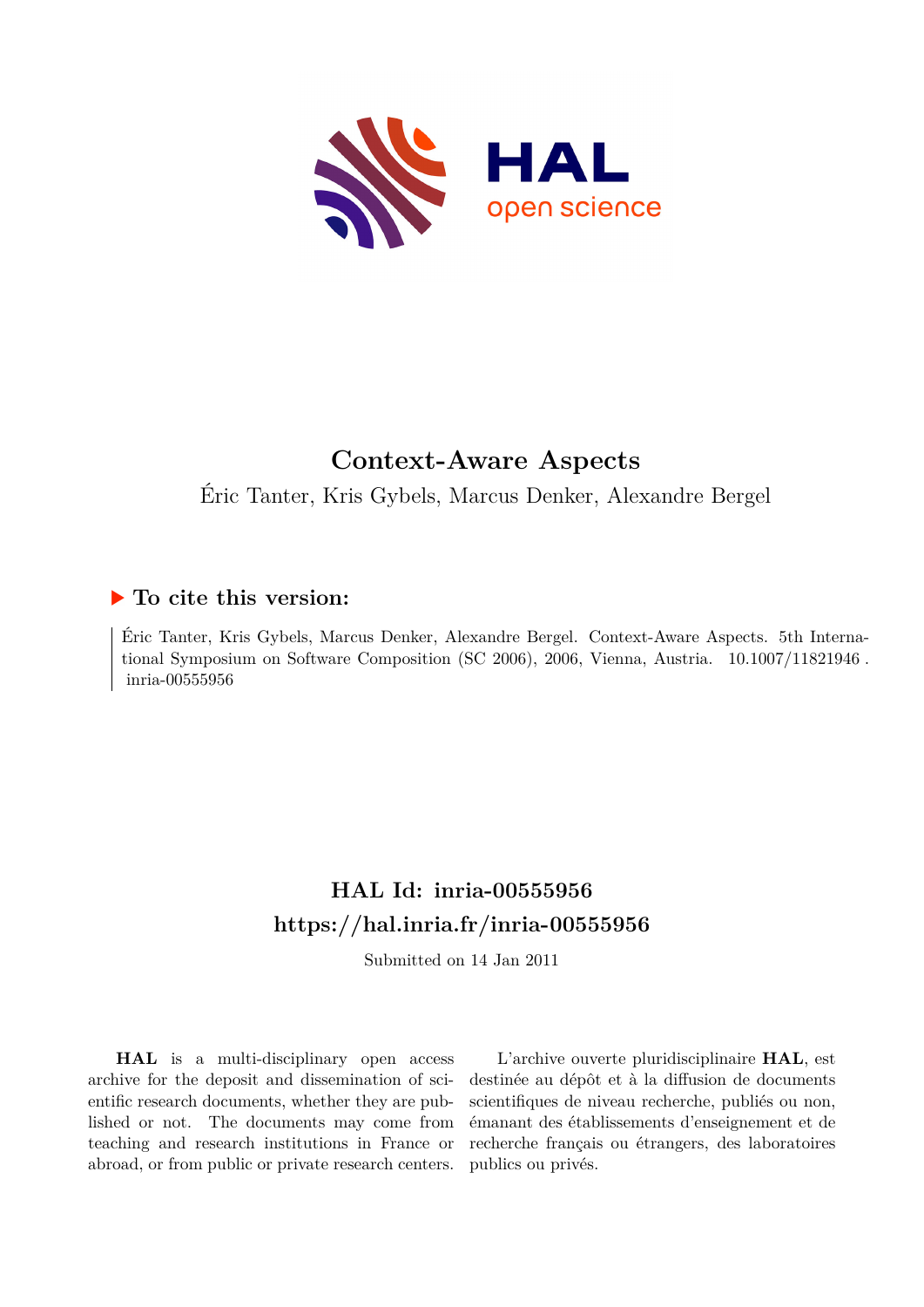# Context-Aware Aspects

Éric Tanter, Kris Gybels, Marcus Denker, Alexandre Bergel

## ▶ To cite this version:

Éric Tanter, Kris Gybels, Marcus Denker, Alexandre Bergel. Context-Aware Aspects. 5th International Symposium on Software Composition (SC 2006), 2006, Vienna, Austria. 10.1007/11821946 . inria-00555956

## HAL Id: inria-00555956
## https://hal.inria.fr/inria-00555956

Submitted on 14 Jan 2011

**HAL** is a multi-disciplinary open access archive for the deposit and dissemination of scientific research documents, whether they are published or not. The documents may come from teaching and research institutions in France or abroad, or from public or private research centers.

L'archive ouverte pluridisciplinaire **HAL**, est destinée au dépôt et à la diffusion de documents scientifiques de niveau recherche, publiés ou non, émanant des établissements d'enseignement et de recherche français ou étrangers, des laboratoires publics ou privés.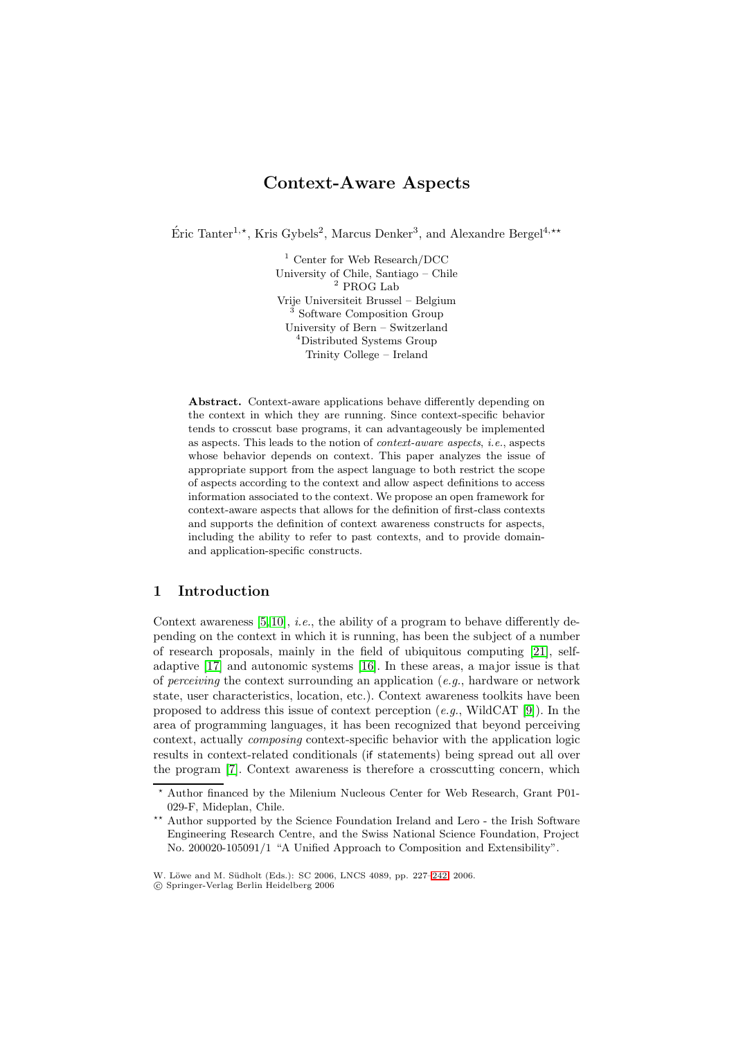# Context-Aware Aspects

Éric Tanter[1,⋆], Kris Gybels[2], Marcus Denker[3], and Alexandre Bergel[4,⋆⋆]

[1] Center for Web Research/DCC
University of Chile, Santiago – Chile
[2] PROG Lab
Vrije Universiteit Brussel – Belgium
[3] Software Composition Group
University of Bern – Switzerland
[4] Distributed Systems Group
Trinity College – Ireland

**Abstract.** Context-aware applications behave differently depending on the context in which they are running. Since context-specific behavior tends to crosscut base programs, it can advantageously be implemented as aspects. This leads to the notion of *context-aware aspects*, *i.e.*, aspects whose behavior depends on context. This paper analyzes the issue of appropriate support from the aspect language to both restrict the scope of aspects according to the context and allow aspect definitions to access information associated to the context. We propose an open framework for context-aware aspects that allows for the definition of first-class contexts and supports the definition of context awareness constructs for aspects, including the ability to refer to past contexts, and to provide domain- and application-specific constructs.

## 1 Introduction

Context awareness [5,10], *i.e.*, the ability of a program to behave differently depending on the context in which it is running, has been the subject of a number of research proposals, mainly in the field of ubiquitous computing [21], self-adaptive [17] and autonomic systems [16]. In these areas, a major issue is that of *perceiving* the context surrounding an application (*e.g.*, hardware or network state, user characteristics, location, etc.). Context awareness toolkits have been proposed to address this issue of context perception (*e.g.*, WildCAT [9]). In the area of programming languages, it has been recognized that beyond perceiving context, actually *composing* context-specific behavior with the application logic results in context-related conditionals (if statements) being spread out all over the program [7]. Context awareness is therefore a crosscutting concern, which

⋆ Author financed by the Milenium Nucleous Center for Web Research, Grant P01-029-F, Mideplan, Chile.

⋆⋆ Author supported by the Science Foundation Ireland and Lero - the Irish Software Engineering Research Centre, and the Swiss National Science Foundation, Project No. 200020-105091/1 "A Unified Approach to Composition and Extensibility".

W. Löwe and M. Südholt (Eds.): SC 2006, LNCS 4089, pp. 227–242, 2006.
© Springer-Verlag Berlin Heidelberg 2006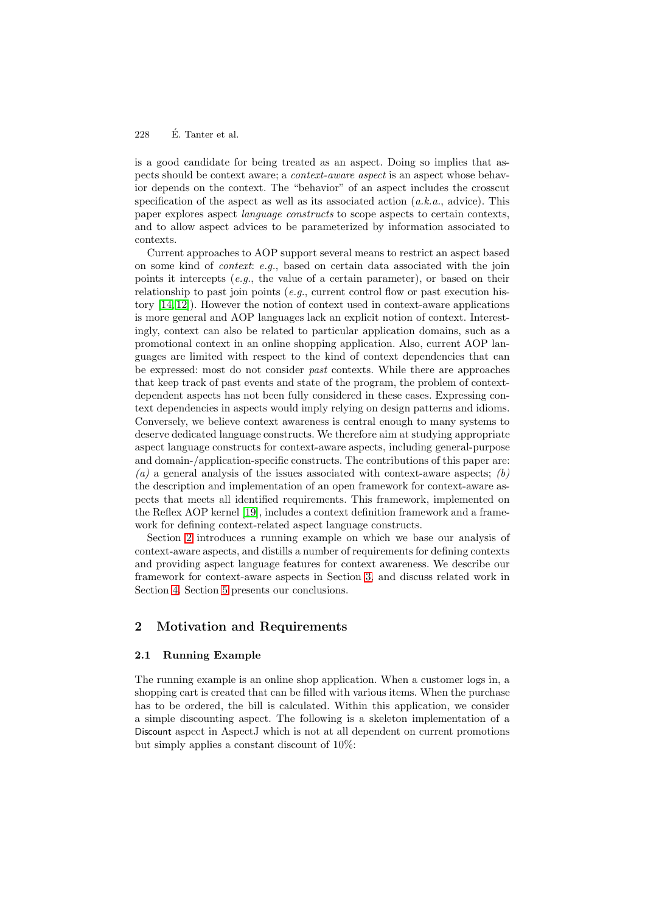is a good candidate for being treated as an aspect. Doing so implies that aspects should be context aware; a *context-aware aspect* is an aspect whose behavior depends on the context. The "behavior" of an aspect includes the crosscut specification of the aspect as well as its associated action (*a.k.a.*, advice). This paper explores aspect *language constructs* to scope aspects to certain contexts, and to allow aspect advices to be parameterized by information associated to contexts.

Current approaches to AOP support several means to restrict an aspect based on some kind of *context*: *e.g.*, based on certain data associated with the join points it intercepts (*e.g.*, the value of a certain parameter), or based on their relationship to past join points (*e.g.*, current control flow or past execution history [14,12]). However the notion of context used in context-aware applications is more general and AOP languages lack an explicit notion of context. Interestingly, context can also be related to particular application domains, such as a promotional context in an online shopping application. Also, current AOP languages are limited with respect to the kind of context dependencies that can be expressed: most do not consider *past* contexts. While there are approaches that keep track of past events and state of the program, the problem of context-dependent aspects has not been fully considered in these cases. Expressing context dependencies in aspects would imply relying on design patterns and idioms. Conversely, we believe context awareness is central enough to many systems to deserve dedicated language constructs. We therefore aim at studying appropriate aspect language constructs for context-aware aspects, including general-purpose and domain-/application-specific constructs. The contributions of this paper are: *(a)* a general analysis of the issues associated with context-aware aspects; *(b)* the description and implementation of an open framework for context-aware aspects that meets all identified requirements. This framework, implemented on the Reflex AOP kernel [19], includes a context definition framework and a framework for defining context-related aspect language constructs.

Section 2 introduces a running example on which we base our analysis of context-aware aspects, and distills a number of requirements for defining contexts and providing aspect language features for context awareness. We describe our framework for context-aware aspects in Section 3, and discuss related work in Section 4. Section 5 presents our conclusions.

## 2 Motivation and Requirements

### 2.1 Running Example

The running example is an online shop application. When a customer logs in, a shopping cart is created that can be filled with various items. When the purchase has to be ordered, the bill is calculated. Within this application, we consider a simple discounting aspect. The following is a skeleton implementation of a Discount aspect in AspectJ which is not at all dependent on current promotions but simply applies a constant discount of 10%: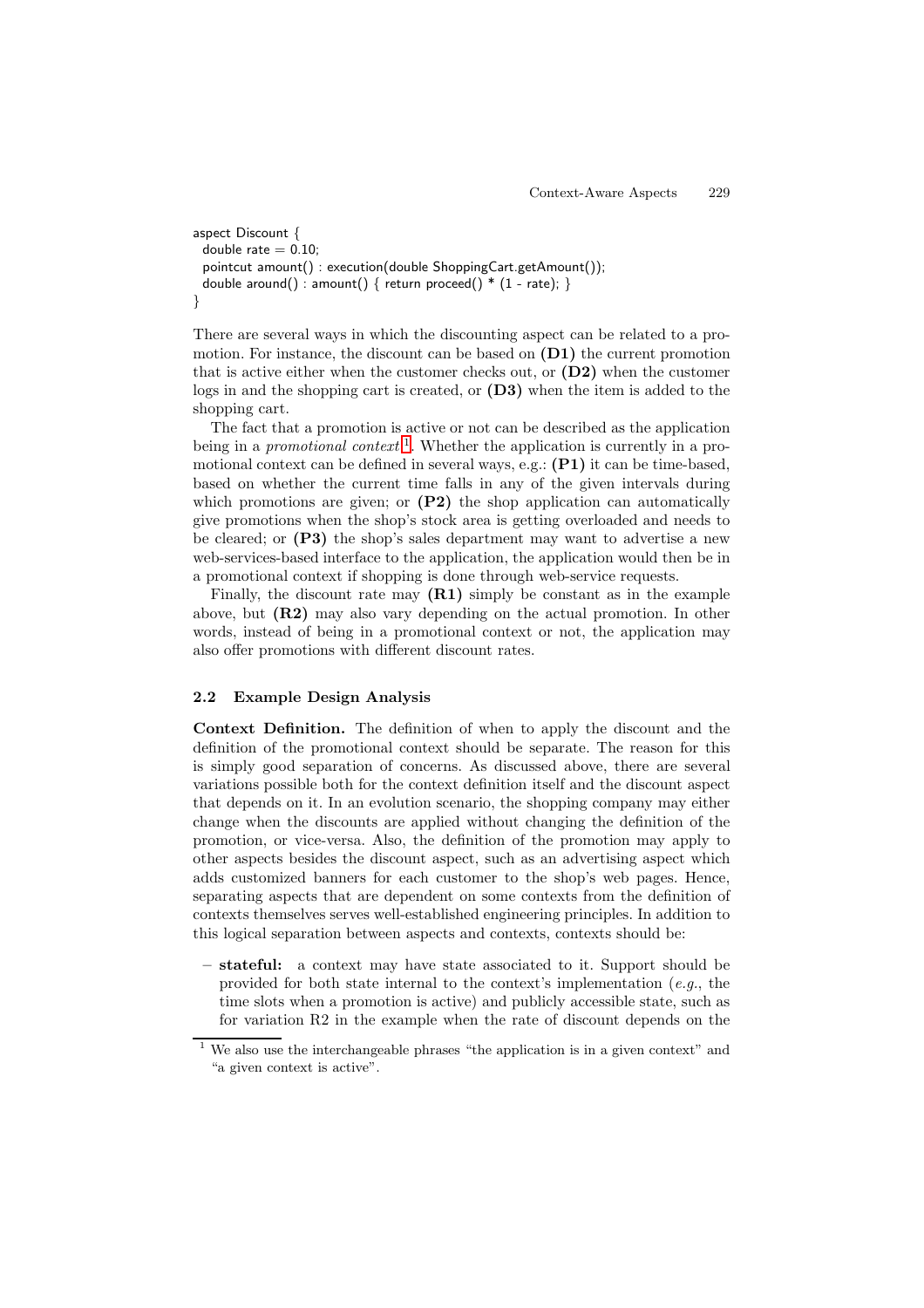```
aspect Discount {
  double rate = 0.10;
  pointcut amount() : execution(double ShoppingCart.getAmount());
  double around() : amount() { return proceed() * (1 - rate); }
}
```

There are several ways in which the discounting aspect can be related to a promotion. For instance, the discount can be based on **(D1)** the current promotion that is active either when the customer checks out, or **(D2)** when the customer logs in and the shopping cart is created, or **(D3)** when the item is added to the shopping cart.

The fact that a promotion is active or not can be described as the application being in a *promotional context*[1]. Whether the application is currently in a promotional context can be defined in several ways, e.g.: **(P1)** it can be time-based, based on whether the current time falls in any of the given intervals during which promotions are given; or **(P2)** the shop application can automatically give promotions when the shop's stock area is getting overloaded and needs to be cleared; or **(P3)** the shop's sales department may want to advertise a new web-services-based interface to the application, the application would then be in a promotional context if shopping is done through web-service requests.

Finally, the discount rate may **(R1)** simply be constant as in the example above, but **(R2)** may also vary depending on the actual promotion. In other words, instead of being in a promotional context or not, the application may also offer promotions with different discount rates.

### 2.2 Example Design Analysis

**Context Definition.** The definition of when to apply the discount and the definition of the promotional context should be separate. The reason for this is simply good separation of concerns. As discussed above, there are several variations possible both for the context definition itself and the discount aspect that depends on it. In an evolution scenario, the shopping company may either change when the discounts are applied without changing the definition of the promotion, or vice-versa. Also, the definition of the promotion may apply to other aspects besides the discount aspect, such as an advertising aspect which adds customized banners for each customer to the shop's web pages. Hence, separating aspects that are dependent on some contexts from the definition of contexts themselves serves well-established engineering principles. In addition to this logical separation between aspects and contexts, contexts should be:

– **stateful:** a context may have state associated to it. Support should be provided for both state internal to the context's implementation (*e.g.*, the time slots when a promotion is active) and publicly accessible state, such as for variation R2 in the example when the rate of discount depends on the

[1] We also use the interchangeable phrases "the application is in a given context" and "a given context is active".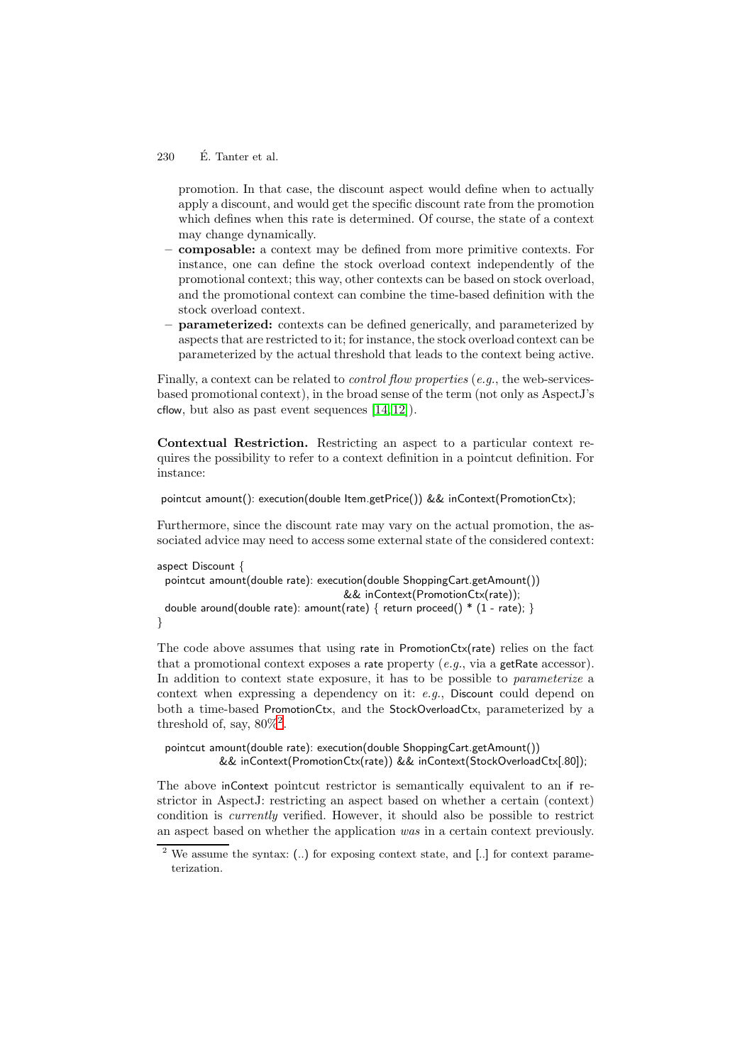promotion. In that case, the discount aspect would define when to actually apply a discount, and would get the specific discount rate from the promotion which defines when this rate is determined. Of course, the state of a context may change dynamically.

- **composable:** a context may be defined from more primitive contexts. For instance, one can define the stock overload context independently of the promotional context; this way, other contexts can be based on stock overload, and the promotional context can combine the time-based definition with the stock overload context.
- **parameterized:** contexts can be defined generically, and parameterized by aspects that are restricted to it; for instance, the stock overload context can be parameterized by the actual threshold that leads to the context being active.

Finally, a context can be related to *control flow properties* (*e.g.*, the web-services-based promotional context), in the broad sense of the term (not only as AspectJ's cflow, but also as past event sequences [14,12]).

**Contextual Restriction.** Restricting an aspect to a particular context requires the possibility to refer to a context definition in a pointcut definition. For instance:

```
pointcut amount(): execution(double Item.getPrice()) && inContext(PromotionCtx);
```

Furthermore, since the discount rate may vary on the actual promotion, the associated advice may need to access some external state of the considered context:

```
aspect Discount {
  pointcut amount(double rate): execution(double ShoppingCart.getAmount())
                                  && inContext(PromotionCtx(rate));
  double around(double rate): amount(rate) { return proceed() * (1 - rate); }
}
```

The code above assumes that using rate in PromotionCtx(rate) relies on the fact that a promotional context exposes a rate property (*e.g.*, via a getRate accessor). In addition to context state exposure, it has to be possible to *parameterize* a context when expressing a dependency on it: *e.g.*, Discount could depend on both a time-based PromotionCtx, and the StockOverloadCtx, parameterized by a threshold of, say, 80%[2].

```
pointcut amount(double rate): execution(double ShoppingCart.getAmount())
          && inContext(PromotionCtx(rate)) && inContext(StockOverloadCtx[.80]);
```

The above inContext pointcut restrictor is semantically equivalent to an if restrictor in AspectJ: restricting an aspect based on whether a certain (context) condition is *currently* verified. However, it should also be possible to restrict an aspect based on whether the application *was* in a certain context previously.

[2] We assume the syntax: (..) for exposing context state, and [..] for context parameterization.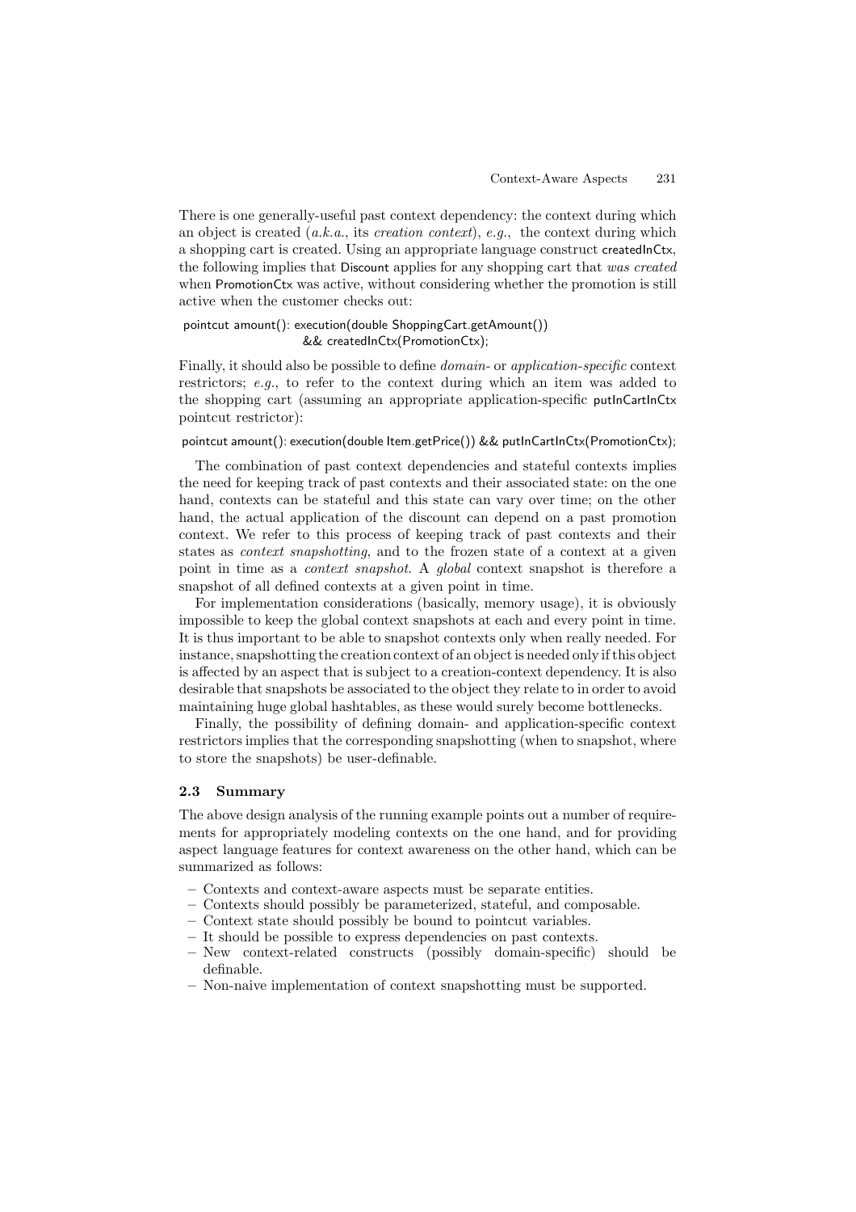There is one generally-useful past context dependency: the context during which an object is created (*a.k.a.*, its *creation context*), *e.g.*, the context during which a shopping cart is created. Using an appropriate language construct createdInCtx, the following implies that Discount applies for any shopping cart that *was created* when PromotionCtx was active, without considering whether the promotion is still active when the customer checks out:

```
pointcut amount(): execution(double ShoppingCart.getAmount())
                   && createdInCtx(PromotionCtx);
```

Finally, it should also be possible to define *domain-* or *application-specific* context restrictors; *e.g.*, to refer to the context during which an item was added to the shopping cart (assuming an appropriate application-specific putInCartInCtx pointcut restrictor):

```
pointcut amount(): execution(double Item.getPrice()) && putInCartInCtx(PromotionCtx);
```

The combination of past context dependencies and stateful contexts implies the need for keeping track of past contexts and their associated state: on the one hand, contexts can be stateful and this state can vary over time; on the other hand, the actual application of the discount can depend on a past promotion context. We refer to this process of keeping track of past contexts and their states as *context snapshotting*, and to the frozen state of a context at a given point in time as a *context snapshot*. A *global* context snapshot is therefore a snapshot of all defined contexts at a given point in time.

For implementation considerations (basically, memory usage), it is obviously impossible to keep the global context snapshots at each and every point in time. It is thus important to be able to snapshot contexts only when really needed. For instance, snapshotting the creation context of an object is needed only if this object is affected by an aspect that is subject to a creation-context dependency. It is also desirable that snapshots be associated to the object they relate to in order to avoid maintaining huge global hashtables, as these would surely become bottlenecks.

Finally, the possibility of defining domain- and application-specific context restrictors implies that the corresponding snapshotting (when to snapshot, where to store the snapshots) be user-definable.

### 2.3 Summary

The above design analysis of the running example points out a number of requirements for appropriately modeling contexts on the one hand, and for providing aspect language features for context awareness on the other hand, which can be summarized as follows:

- Contexts and context-aware aspects must be separate entities.
- Contexts should possibly be parameterized, stateful, and composable.
- Context state should possibly be bound to pointcut variables.
- It should be possible to express dependencies on past contexts.
- New context-related constructs (possibly domain-specific) should be definable.
- Non-naive implementation of context snapshotting must be supported.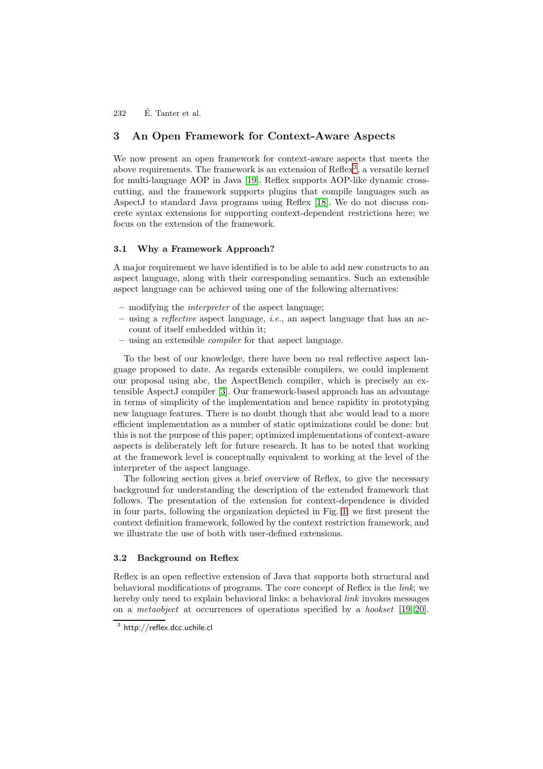## 3 An Open Framework for Context-Aware Aspects

We now present an open framework for context-aware aspects that meets the above requirements. The framework is an extension of Reflex[3], a versatile kernel for multi-language AOP in Java [19]. Reflex supports AOP-like dynamic crosscutting, and the framework supports plugins that compile languages such as AspectJ to standard Java programs using Reflex [18]. We do not discuss concrete syntax extensions for supporting context-dependent restrictions here; we focus on the extension of the framework.

### 3.1 Why a Framework Approach?

A major requirement we have identified is to be able to add new constructs to an aspect language, along with their corresponding semantics. Such an extensible aspect language can be achieved using one of the following alternatives:

- modifying the *interpreter* of the aspect language;
- using a *reflective* aspect language, *i.e.*, an aspect language that has an account of itself embedded within it;
- using an extensible *compiler* for that aspect language.

To the best of our knowledge, there have been no real reflective aspect language proposed to date. As regards extensible compilers, we could implement our proposal using abc, the AspectBench compiler, which is precisely an extensible AspectJ compiler [3]. Our framework-based approach has an advantage in terms of simplicity of the implementation and hence rapidity in prototyping new language features. There is no doubt though that abc would lead to a more efficient implementation as a number of static optimizations could be done: but this is not the purpose of this paper; optimized implementations of context-aware aspects is deliberately left for future research. It has to be noted that working at the framework level is conceptually equivalent to working at the level of the interpreter of the aspect language.

The following section gives a brief overview of Reflex, to give the necessary background for understanding the description of the extended framework that follows. The presentation of the extension for context-dependence is divided in four parts, following the organization depicted in Fig. 1: we first present the context definition framework, followed by the context restriction framework, and we illustrate the use of both with user-defined extensions.

### 3.2 Background on Reflex

Reflex is an open reflective extension of Java that supports both structural and behavioral modifications of programs. The core concept of Reflex is the *link*; we hereby only need to explain behavioral links: a behavioral *link* invokes messages on a *metaobject* at occurrences of operations specified by a *hookset* [19,20].

[3] http://reflex.dcc.uchile.cl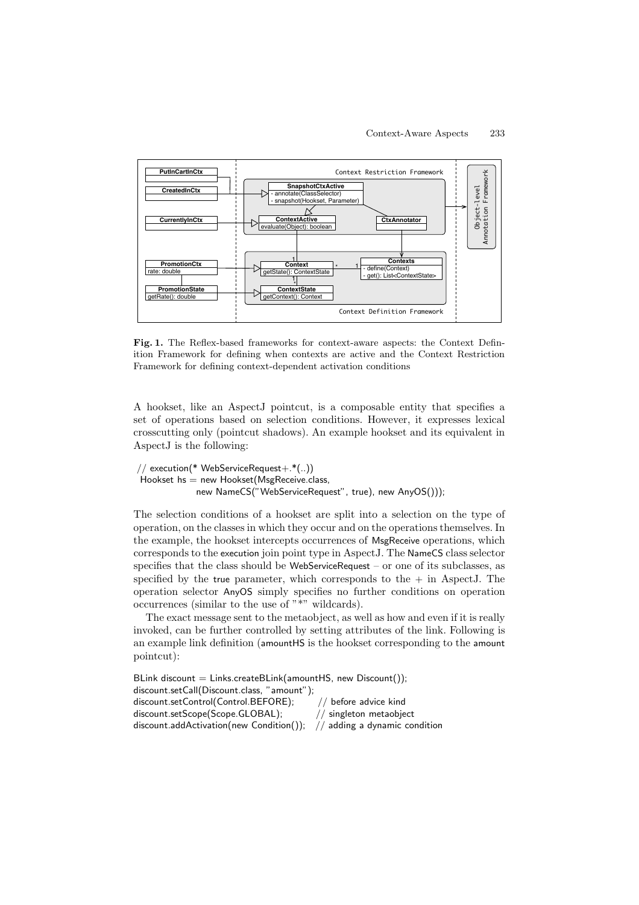PutInCartInCtx

CreatedInCtx

CurrentlyInCtx

PromotionCtx
rate: double

PromotionState
getRate(): double

Context Restriction Framework

SnapshotCtxActive
- annotate(ClassSelector)
- snapshot(Hookset, Parameter)

ContextActive
evaluate(Object): boolean

CtxAnnotator

Object-level Annotation Framework

Context
getState(): ContextState

Contexts
- define(Context)
- get(): List<ContextState>

ContextState
getContext(): Context

1

*

1

*

1

Context Definition Framework

**Fig. 1.** The Reflex-based frameworks for context-aware aspects: the Context Definition Framework for defining when contexts are active and the Context Restriction Framework for defining context-dependent activation conditions

A hookset, like an AspectJ pointcut, is a composable entity that specifies a set of operations based on selection conditions. However, it expresses lexical crosscutting only (pointcut shadows). An example hookset and its equivalent in AspectJ is the following:

```
// execution(* WebServiceRequest+.*(..))
Hookset hs = new Hookset(MsgReceive.class,
             new NameCS("WebServiceRequest", true), new AnyOS()));
```

The selection conditions of a hookset are split into a selection on the type of operation, on the classes in which they occur and on the operations themselves. In the example, the hookset intercepts occurrences of MsgReceive operations, which corresponds to the execution join point type in AspectJ. The NameCS class selector specifies that the class should be WebServiceRequest – or one of its subclasses, as specified by the true parameter, which corresponds to the + in AspectJ. The operation selector AnyOS simply specifies no further conditions on operation occurrences (similar to the use of "*" wildcards).

The exact message sent to the metaobject, as well as how and even if it is really invoked, can be further controlled by setting attributes of the link. Following is an example link definition (amountHS is the hookset corresponding to the amount pointcut):

```
BLink discount = Links.createBLink(amountHS, new Discount());
discount.setCall(Discount.class, "amount");
discount.setControl(Control.BEFORE);       // before advice kind
discount.setScope(Scope.GLOBAL);           // singleton metaobject
discount.addActivation(new Condition());   // adding a dynamic condition
```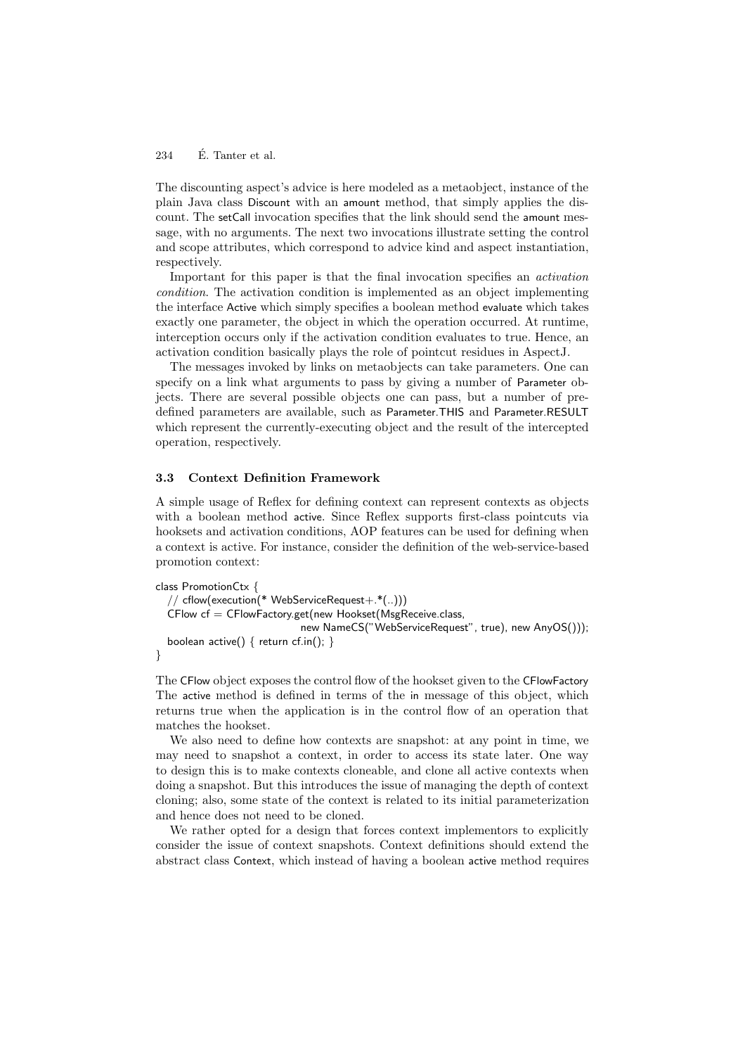The discounting aspect's advice is here modeled as a metaobject, instance of the plain Java class Discount with an amount method, that simply applies the discount. The setCall invocation specifies that the link should send the amount message, with no arguments. The next two invocations illustrate setting the control and scope attributes, which correspond to advice kind and aspect instantiation, respectively.

Important for this paper is that the final invocation specifies an *activation condition*. The activation condition is implemented as an object implementing the interface Active which simply specifies a boolean method evaluate which takes exactly one parameter, the object in which the operation occurred. At runtime, interception occurs only if the activation condition evaluates to true. Hence, an activation condition basically plays the role of pointcut residues in AspectJ.

The messages invoked by links on metaobjects can take parameters. One can specify on a link what arguments to pass by giving a number of Parameter objects. There are several possible objects one can pass, but a number of predefined parameters are available, such as Parameter.THIS and Parameter.RESULT which represent the currently-executing object and the result of the intercepted operation, respectively.

### 3.3 Context Definition Framework

A simple usage of Reflex for defining context can represent contexts as objects with a boolean method active. Since Reflex supports first-class pointcuts via hooksets and activation conditions, AOP features can be used for defining when a context is active. For instance, consider the definition of the web-service-based promotion context:

```
class PromotionCtx {
  // cflow(execution(* WebServiceRequest+.*(..)))
  CFlow cf = CFlowFactory.get(new Hookset(MsgReceive.class,
                              new NameCS("WebServiceRequest", true), new AnyOS()));
  boolean active() { return cf.in(); }
}
```

The CFlow object exposes the control flow of the hookset given to the CFlowFactory The active method is defined in terms of the in message of this object, which returns true when the application is in the control flow of an operation that matches the hookset.

We also need to define how contexts are snapshot: at any point in time, we may need to snapshot a context, in order to access its state later. One way to design this is to make contexts cloneable, and clone all active contexts when doing a snapshot. But this introduces the issue of managing the depth of context cloning; also, some state of the context is related to its initial parameterization and hence does not need to be cloned.

We rather opted for a design that forces context implementors to explicitly consider the issue of context snapshots. Context definitions should extend the abstract class Context, which instead of having a boolean active method requires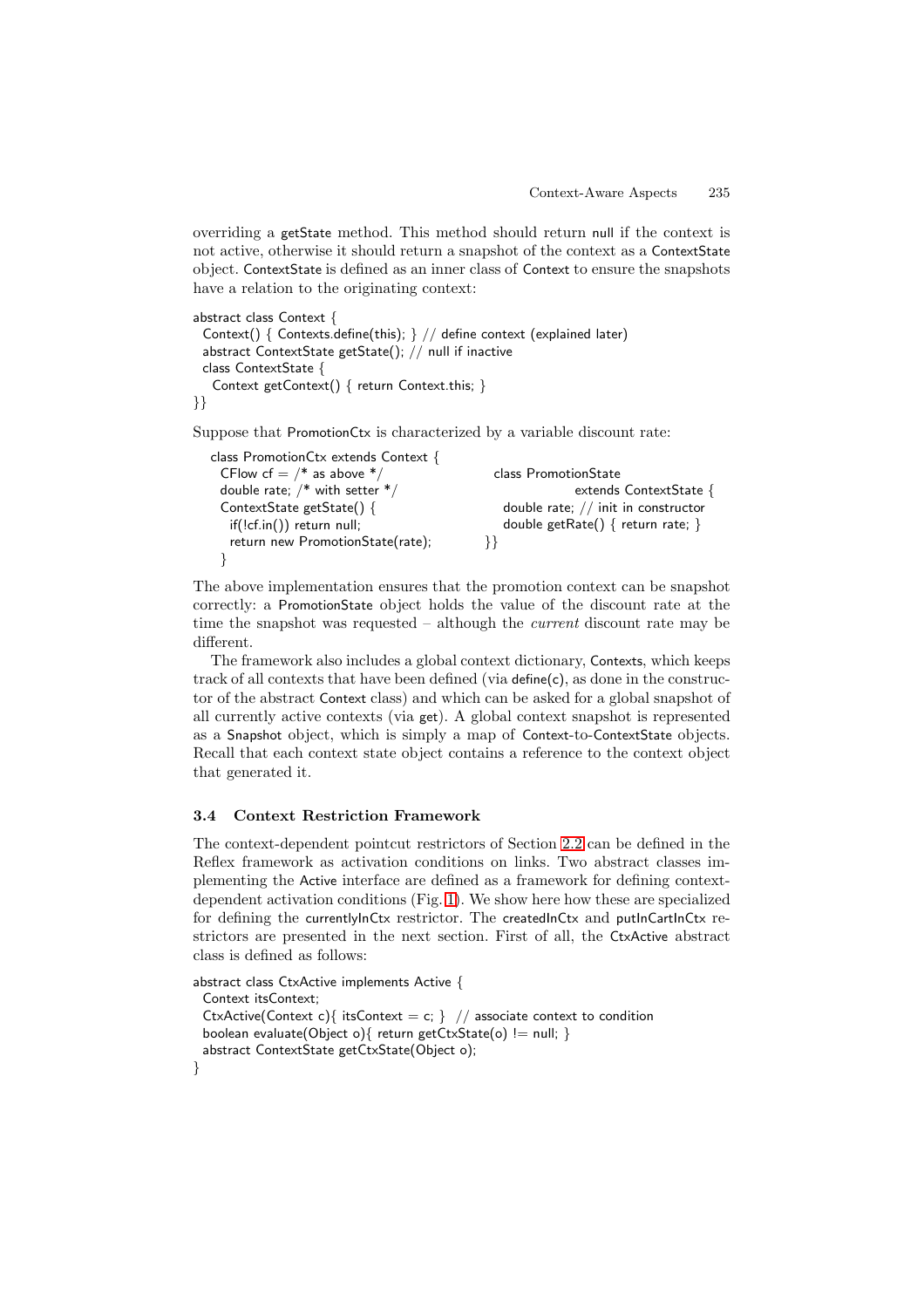overriding a getState method. This method should return null if the context is not active, otherwise it should return a snapshot of the context as a ContextState object. ContextState is defined as an inner class of Context to ensure the snapshots have a relation to the originating context:

```
abstract class Context {
  Context() { Contexts.define(this); } // define context (explained later)
  abstract ContextState getState(); // null if inactive
  class ContextState {
    Context getContext() { return Context.this; }
}}
```

Suppose that PromotionCtx is characterized by a variable discount rate:

```
class PromotionCtx extends Context {
  CFlow cf = /* as above */
  double rate; /* with setter */
  ContextState getState() {
    if(!cf.in()) return null;
    return new PromotionState(rate);
  }
  class PromotionState
              extends ContextState {
    double rate; // init in constructor
    double getRate() { return rate; }
}}
```

The above implementation ensures that the promotion context can be snapshot correctly: a PromotionState object holds the value of the discount rate at the time the snapshot was requested – although the *current* discount rate may be different.

The framework also includes a global context dictionary, Contexts, which keeps track of all contexts that have been defined (via define(c), as done in the constructor of the abstract Context class) and which can be asked for a global snapshot of all currently active contexts (via get). A global context snapshot is represented as a Snapshot object, which is simply a map of Context-to-ContextState objects. Recall that each context state object contains a reference to the context object that generated it.

### 3.4 Context Restriction Framework

The context-dependent pointcut restrictors of Section 2.2 can be defined in the Reflex framework as activation conditions on links. Two abstract classes implementing the Active interface are defined as a framework for defining context-dependent activation conditions (Fig. 1). We show here how these are specialized for defining the currentlyInCtx restrictor. The createdInCtx and putInCartInCtx restrictors are presented in the next section. First of all, the CtxActive abstract class is defined as follows:

```
abstract class CtxActive implements Active {
  Context itsContext;
  CtxActive(Context c){ itsContext = c; }  // associate context to condition
  boolean evaluate(Object o){ return getCtxState(o) != null; }
  abstract ContextState getCtxState(Object o);
}
```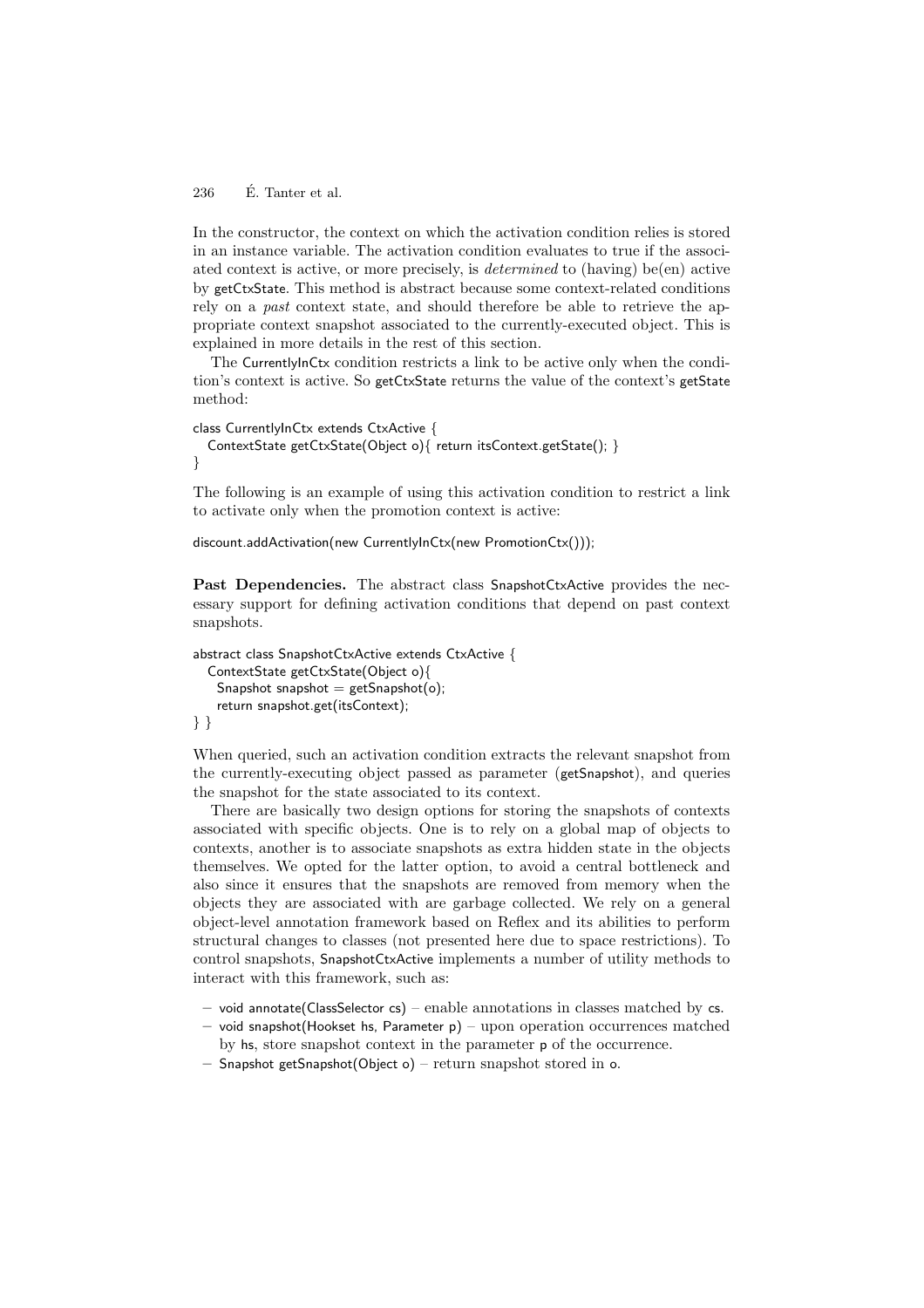In the constructor, the context on which the activation condition relies is stored in an instance variable. The activation condition evaluates to true if the associated context is active, or more precisely, is *determined* to (having) be(en) active by getCtxState. This method is abstract because some context-related conditions rely on a *past* context state, and should therefore be able to retrieve the appropriate context snapshot associated to the currently-executed object. This is explained in more details in the rest of this section.

The CurrentlyInCtx condition restricts a link to be active only when the condition's context is active. So getCtxState returns the value of the context's getState method:

```
class CurrentlyInCtx extends CtxActive {
  ContextState getCtxState(Object o){ return itsContext.getState(); }
}
```

The following is an example of using this activation condition to restrict a link to activate only when the promotion context is active:

```
discount.addActivation(new CurrentlyInCtx(new PromotionCtx()));
```

**Past Dependencies.** The abstract class SnapshotCtxActive provides the necessary support for defining activation conditions that depend on past context snapshots.

```
abstract class SnapshotCtxActive extends CtxActive {
  ContextState getCtxState(Object o){
    Snapshot snapshot = getSnapshot(o);
    return snapshot.get(itsContext);
} }
```

When queried, such an activation condition extracts the relevant snapshot from the currently-executing object passed as parameter (getSnapshot), and queries the snapshot for the state associated to its context.

There are basically two design options for storing the snapshots of contexts associated with specific objects. One is to rely on a global map of objects to contexts, another is to associate snapshots as extra hidden state in the objects themselves. We opted for the latter option, to avoid a central bottleneck and also since it ensures that the snapshots are removed from memory when the objects they are associated with are garbage collected. We rely on a general object-level annotation framework based on Reflex and its abilities to perform structural changes to classes (not presented here due to space restrictions). To control snapshots, SnapshotCtxActive implements a number of utility methods to interact with this framework, such as:

- void annotate(ClassSelector cs) – enable annotations in classes matched by cs.
- void snapshot(Hookset hs, Parameter p) – upon operation occurrences matched by hs, store snapshot context in the parameter p of the occurrence.
- Snapshot getSnapshot(Object o) – return snapshot stored in o.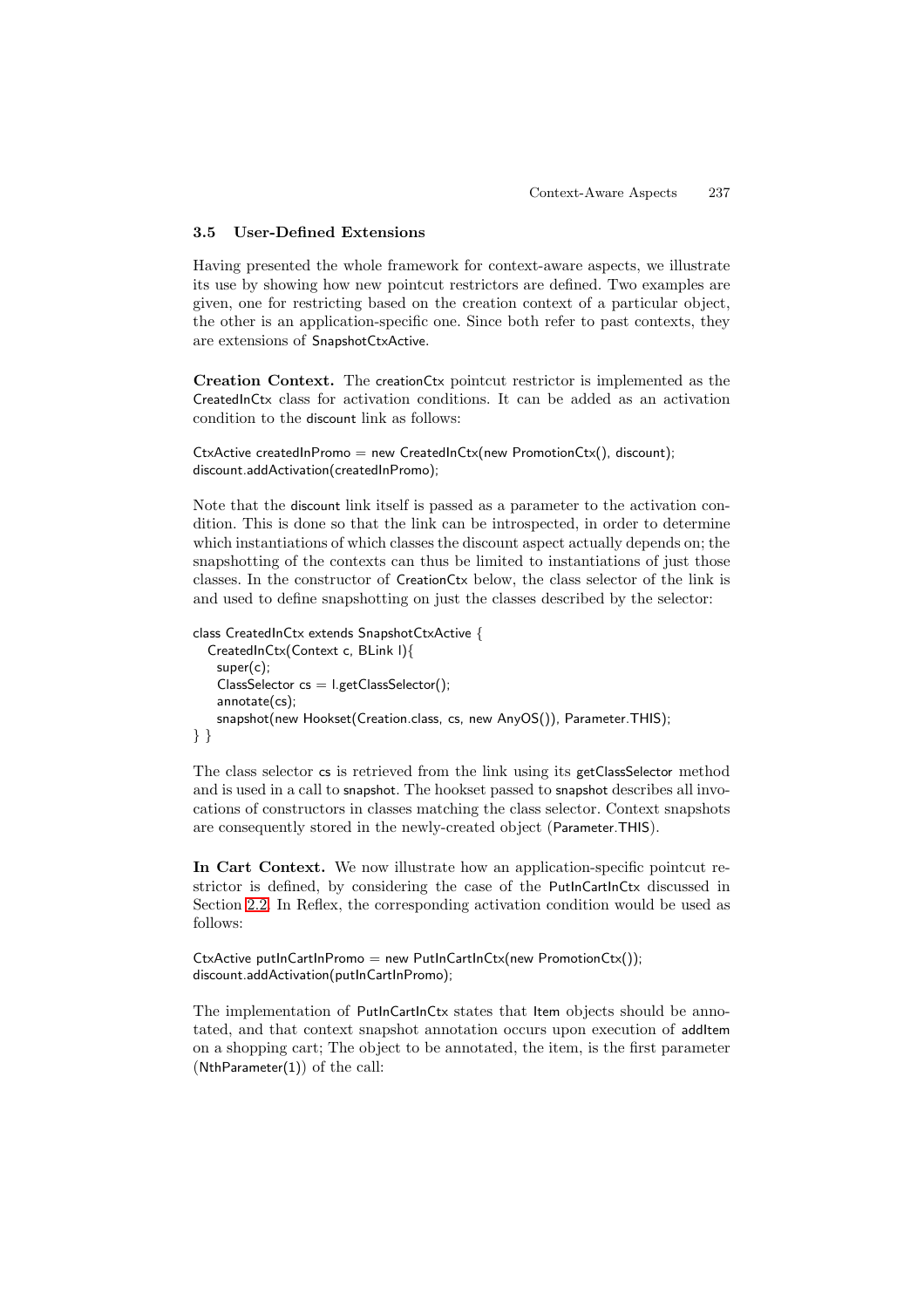### 3.5 User-Defined Extensions

Having presented the whole framework for context-aware aspects, we illustrate its use by showing how new pointcut restrictors are defined. Two examples are given, one for restricting based on the creation context of a particular object, the other is an application-specific one. Since both refer to past contexts, they are extensions of SnapshotCtxActive.

**Creation Context.** The creationCtx pointcut restrictor is implemented as the CreatedInCtx class for activation conditions. It can be added as an activation condition to the discount link as follows:

```
CtxActive createdInPromo = new CreatedInCtx(new PromotionCtx(), discount);
discount.addActivation(createdInPromo);
```

Note that the discount link itself is passed as a parameter to the activation condition. This is done so that the link can be introspected, in order to determine which instantiations of which classes the discount aspect actually depends on; the snapshotting of the contexts can thus be limited to instantiations of just those classes. In the constructor of CreationCtx below, the class selector of the link is and used to define snapshotting on just the classes described by the selector:

```
class CreatedInCtx extends SnapshotCtxActive {
  CreatedInCtx(Context c, BLink l){
    super(c);
    ClassSelector cs = l.getClassSelector();
    annotate(cs);
    snapshot(new Hookset(Creation.class, cs, new AnyOS()), Parameter.THIS);
} }
```

The class selector cs is retrieved from the link using its getClassSelector method and is used in a call to snapshot. The hookset passed to snapshot describes all invocations of constructors in classes matching the class selector. Context snapshots are consequently stored in the newly-created object (Parameter.THIS).

**In Cart Context.** We now illustrate how an application-specific pointcut restrictor is defined, by considering the case of the PutInCartInCtx discussed in Section 2.2. In Reflex, the corresponding activation condition would be used as follows:

```
CtxActive putInCartInPromo = new PutInCartInCtx(new PromotionCtx());
discount.addActivation(putInCartInPromo);
```

The implementation of PutInCartInCtx states that Item objects should be annotated, and that context snapshot annotation occurs upon execution of addItem on a shopping cart; The object to be annotated, the item, is the first parameter (NthParameter(1)) of the call: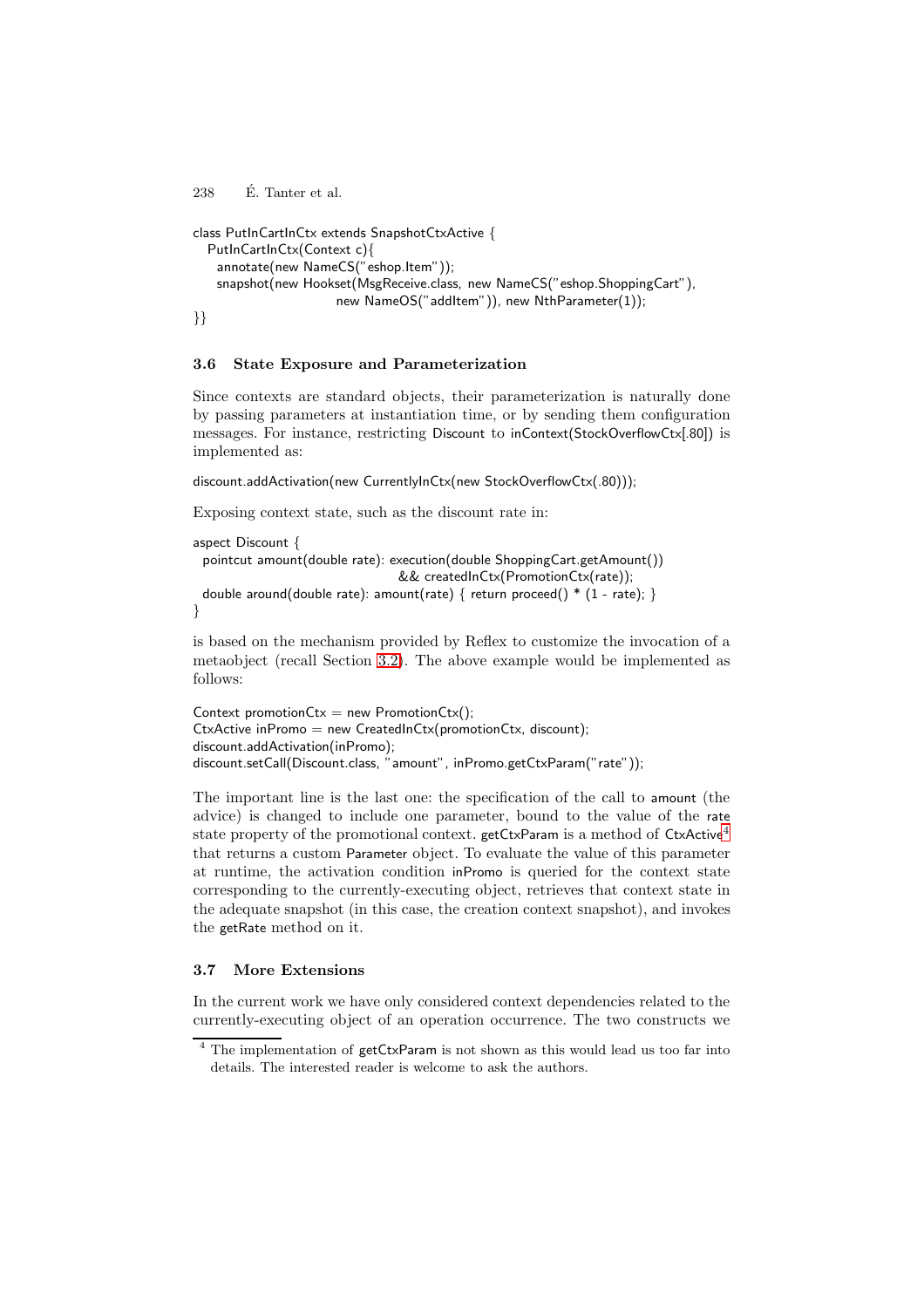```
class PutInCartInCtx extends SnapshotCtxActive {
  PutInCartInCtx(Context c){
    annotate(new NameCS("eshop.Item"));
    snapshot(new Hookset(MsgReceive.class, new NameCS("eshop.ShoppingCart"),
                         new NameOS("addItem")), new NthParameter(1));
}}
```

### 3.6 State Exposure and Parameterization

Since contexts are standard objects, their parameterization is naturally done by passing parameters at instantiation time, or by sending them configuration messages. For instance, restricting Discount to inContext(StockOverflowCtx[.80]) is implemented as:

```
discount.addActivation(new CurrentlyInCtx(new StockOverflowCtx(.80)));
```

Exposing context state, such as the discount rate in:

```
aspect Discount {
  pointcut amount(double rate): execution(double ShoppingCart.getAmount())
                                && createdInCtx(PromotionCtx(rate));
  double around(double rate): amount(rate) { return proceed() * (1 - rate); }
}
```

is based on the mechanism provided by Reflex to customize the invocation of a metaobject (recall Section 3.2). The above example would be implemented as follows:

```
Context promotionCtx = new PromotionCtx();
CtxActive inPromo = new CreatedInCtx(promotionCtx, discount);
discount.addActivation(inPromo);
discount.setCall(Discount.class, "amount", inPromo.getCtxParam("rate"));
```

The important line is the last one: the specification of the call to amount (the advice) is changed to include one parameter, bound to the value of the rate state property of the promotional context. getCtxParam is a method of CtxActive[4] that returns a custom Parameter object. To evaluate the value of this parameter at runtime, the activation condition inPromo is queried for the context state corresponding to the currently-executing object, retrieves that context state in the adequate snapshot (in this case, the creation context snapshot), and invokes the getRate method on it.

### 3.7 More Extensions

In the current work we have only considered context dependencies related to the currently-executing object of an operation occurrence. The two constructs we

[4] The implementation of getCtxParam is not shown as this would lead us too far into details. The interested reader is welcome to ask the authors.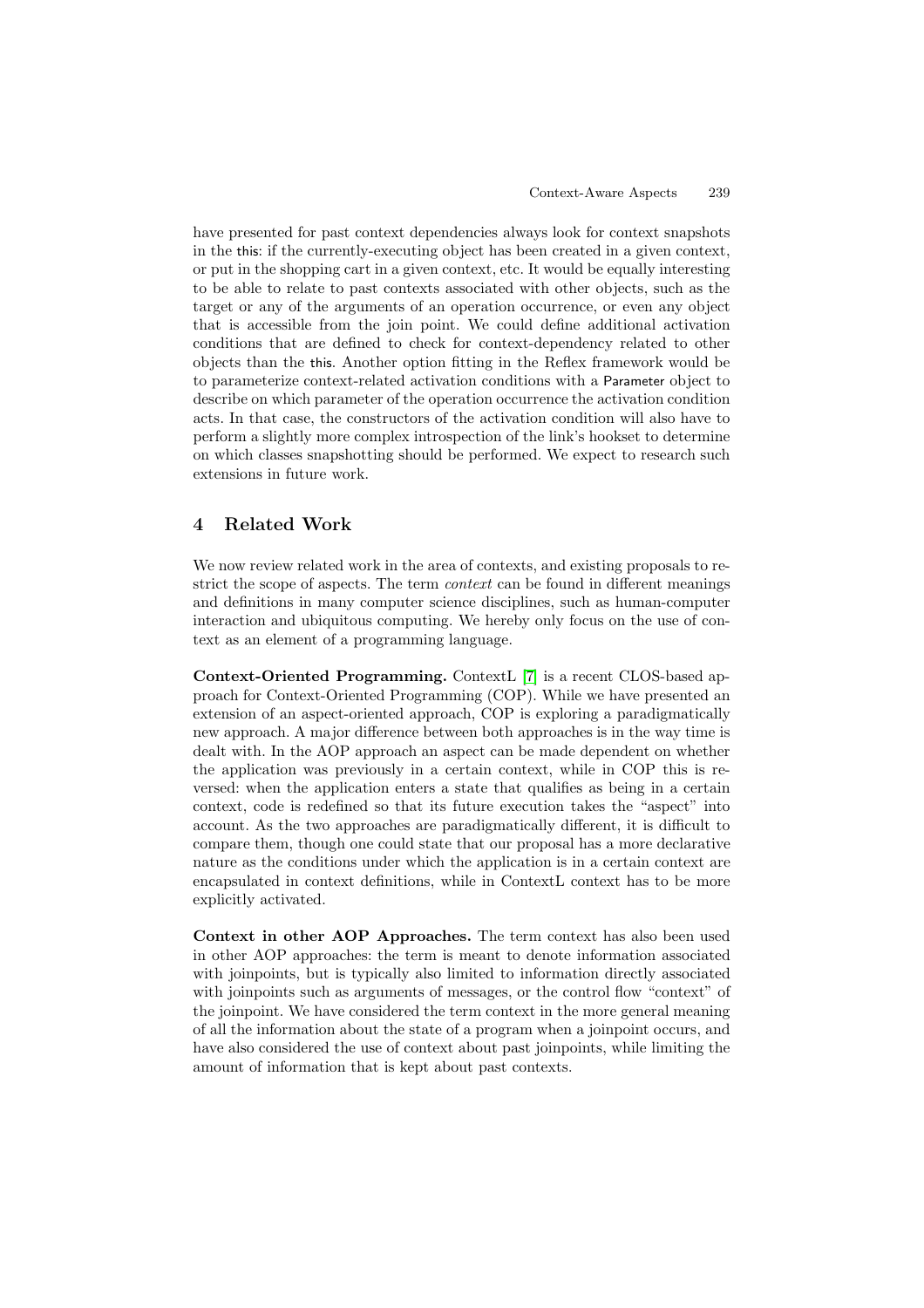have presented for past context dependencies always look for context snapshots in the this: if the currently-executing object has been created in a given context, or put in the shopping cart in a given context, etc. It would be equally interesting to be able to relate to past contexts associated with other objects, such as the target or any of the arguments of an operation occurrence, or even any object that is accessible from the join point. We could define additional activation conditions that are defined to check for context-dependency related to other objects than the this. Another option fitting in the Reflex framework would be to parameterize context-related activation conditions with a Parameter object to describe on which parameter of the operation occurrence the activation condition acts. In that case, the constructors of the activation condition will also have to perform a slightly more complex introspection of the link's hookset to determine on which classes snapshotting should be performed. We expect to research such extensions in future work.

## 4 Related Work

We now review related work in the area of contexts, and existing proposals to restrict the scope of aspects. The term *context* can be found in different meanings and definitions in many computer science disciplines, such as human-computer interaction and ubiquitous computing. We hereby only focus on the use of context as an element of a programming language.

**Context-Oriented Programming.** ContextL [7] is a recent CLOS-based approach for Context-Oriented Programming (COP). While we have presented an extension of an aspect-oriented approach, COP is exploring a paradigmatically new approach. A major difference between both approaches is in the way time is dealt with. In the AOP approach an aspect can be made dependent on whether the application was previously in a certain context, while in COP this is reversed: when the application enters a state that qualifies as being in a certain context, code is redefined so that its future execution takes the "aspect" into account. As the two approaches are paradigmatically different, it is difficult to compare them, though one could state that our proposal has a more declarative nature as the conditions under which the application is in a certain context are encapsulated in context definitions, while in ContextL context has to be more explicitly activated.

**Context in other AOP Approaches.** The term context has also been used in other AOP approaches: the term is meant to denote information associated with joinpoints, but is typically also limited to information directly associated with joinpoints such as arguments of messages, or the control flow "context" of the joinpoint. We have considered the term context in the more general meaning of all the information about the state of a program when a joinpoint occurs, and have also considered the use of context about past joinpoints, while limiting the amount of information that is kept about past contexts.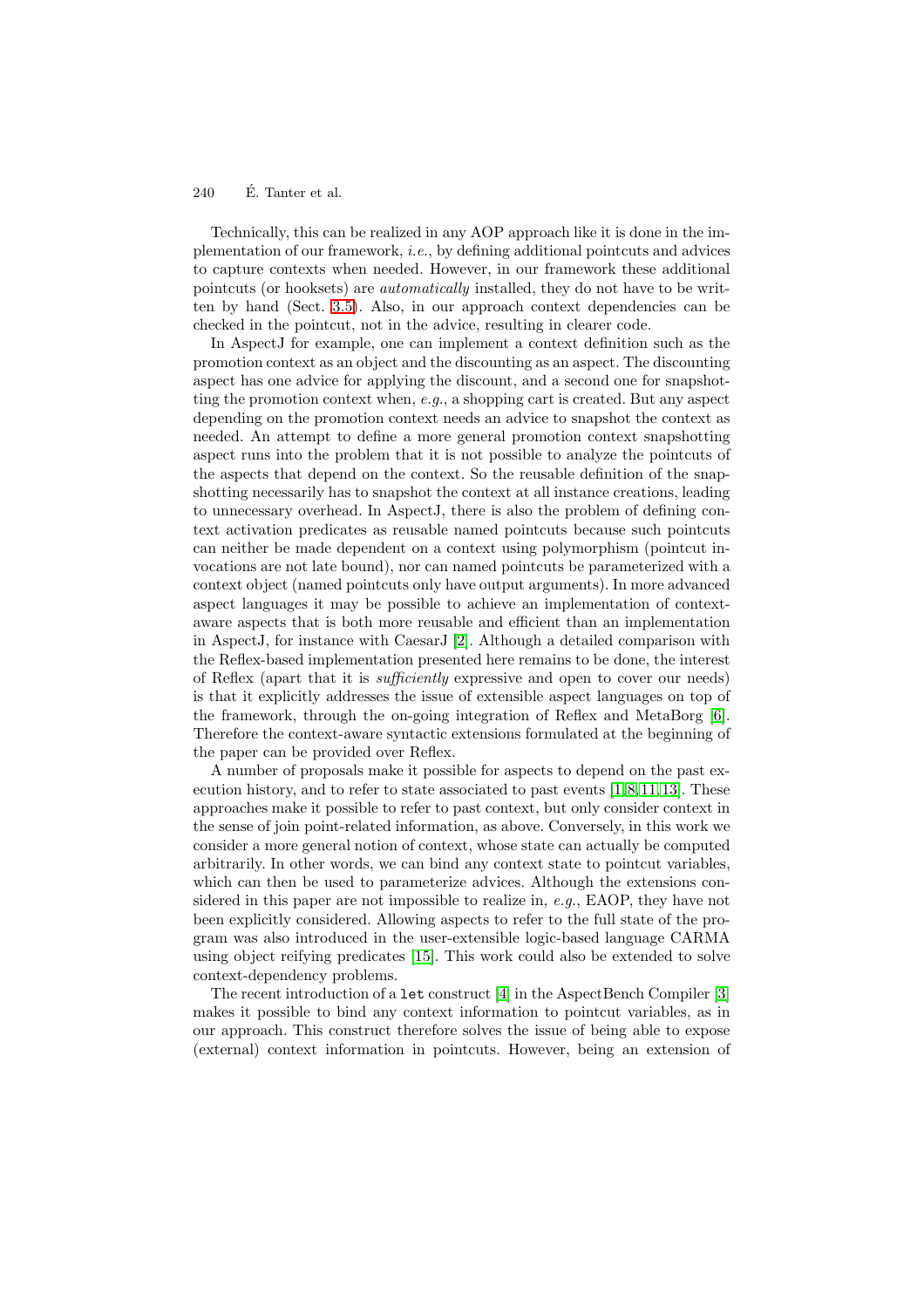Technically, this can be realized in any AOP approach like it is done in the implementation of our framework, *i.e.*, by defining additional pointcuts and advices to capture contexts when needed. However, in our framework these additional pointcuts (or hooksets) are *automatically* installed, they do not have to be written by hand (Sect. 3.5). Also, in our approach context dependencies can be checked in the pointcut, not in the advice, resulting in clearer code.

In AspectJ for example, one can implement a context definition such as the promotion context as an object and the discounting as an aspect. The discounting aspect has one advice for applying the discount, and a second one for snapshotting the promotion context when, *e.g.*, a shopping cart is created. But any aspect depending on the promotion context needs an advice to snapshot the context as needed. An attempt to define a more general promotion context snapshotting aspect runs into the problem that it is not possible to analyze the pointcuts of the aspects that depend on the context. So the reusable definition of the snapshotting necessarily has to snapshot the context at all instance creations, leading to unnecessary overhead. In AspectJ, there is also the problem of defining context activation predicates as reusable named pointcuts because such pointcuts can neither be made dependent on a context using polymorphism (pointcut invocations are not late bound), nor can named pointcuts be parameterized with a context object (named pointcuts only have output arguments). In more advanced aspect languages it may be possible to achieve an implementation of context-aware aspects that is both more reusable and efficient than an implementation in AspectJ, for instance with CaesarJ [2]. Although a detailed comparison with the Reflex-based implementation presented here remains to be done, the interest of Reflex (apart that it is *sufficiently* expressive and open to cover our needs) is that it explicitly addresses the issue of extensible aspect languages on top of the framework, through the on-going integration of Reflex and MetaBorg [6]. Therefore the context-aware syntactic extensions formulated at the beginning of the paper can be provided over Reflex.

A number of proposals make it possible for aspects to depend on the past execution history, and to refer to state associated to past events [1,8,11,13]. These approaches make it possible to refer to past context, but only consider context in the sense of join point-related information, as above. Conversely, in this work we consider a more general notion of context, whose state can actually be computed arbitrarily. In other words, we can bind any context state to pointcut variables, which can then be used to parameterize advices. Although the extensions considered in this paper are not impossible to realize in, *e.g.*, EAOP, they have not been explicitly considered. Allowing aspects to refer to the full state of the program was also introduced in the user-extensible logic-based language CARMA using object reifying predicates [15]. This work could also be extended to solve context-dependency problems.

The recent introduction of a `let` construct [4] in the AspectBench Compiler [3] makes it possible to bind any context information to pointcut variables, as in our approach. This construct therefore solves the issue of being able to expose (external) context information in pointcuts. However, being an extension of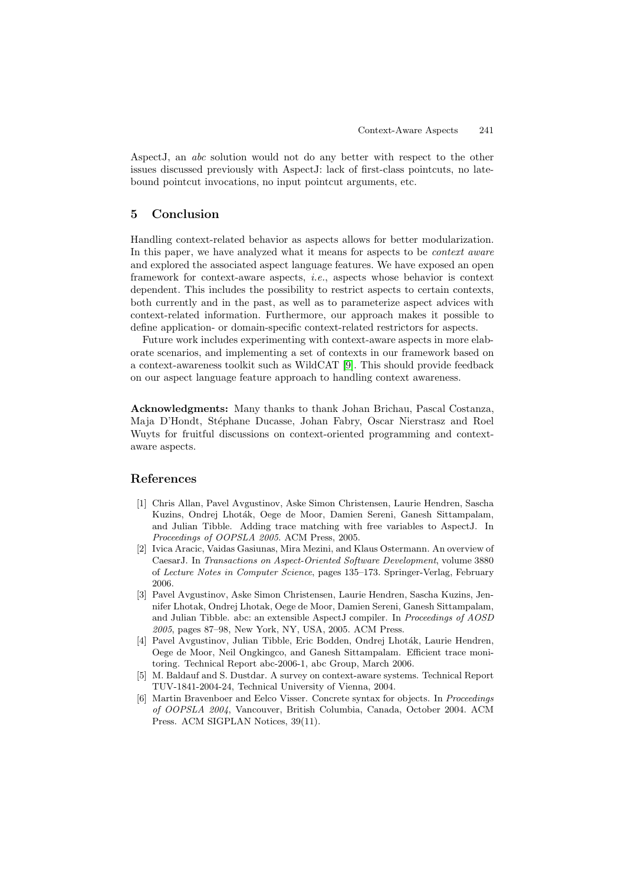AspectJ, an *abc* solution would not do any better with respect to the other issues discussed previously with AspectJ: lack of first-class pointcuts, no late-bound pointcut invocations, no input pointcut arguments, etc.

## 5 Conclusion

Handling context-related behavior as aspects allows for better modularization. In this paper, we have analyzed what it means for aspects to be *context aware* and explored the associated aspect language features. We have exposed an open framework for context-aware aspects, *i.e.*, aspects whose behavior is context dependent. This includes the possibility to restrict aspects to certain contexts, both currently and in the past, as well as to parameterize aspect advices with context-related information. Furthermore, our approach makes it possible to define application- or domain-specific context-related restrictors for aspects.

Future work includes experimenting with context-aware aspects in more elaborate scenarios, and implementing a set of contexts in our framework based on a context-awareness toolkit such as WildCAT [9]. This should provide feedback on our aspect language feature approach to handling context awareness.

**Acknowledgments:** Many thanks to thank Johan Brichau, Pascal Costanza, Maja D'Hondt, Stéphane Ducasse, Johan Fabry, Oscar Nierstrasz and Roel Wuyts for fruitful discussions on context-oriented programming and context-aware aspects.

## References

1. Chris Allan, Pavel Avgustinov, Aske Simon Christensen, Laurie Hendren, Sascha Kuzins, Ondrej Lhoták, Oege de Moor, Damien Sereni, Ganesh Sittampalam, and Julian Tibble. Adding trace matching with free variables to AspectJ. In *Proceedings of OOPSLA 2005*. ACM Press, 2005.
2. Ivica Aracic, Vaidas Gasiunas, Mira Mezini, and Klaus Ostermann. An overview of CaesarJ. In *Transactions on Aspect-Oriented Software Development*, volume 3880 of *Lecture Notes in Computer Science*, pages 135–173. Springer-Verlag, February 2006.
3. Pavel Avgustinov, Aske Simon Christensen, Laurie Hendren, Sascha Kuzins, Jennifer Lhotak, Ondrej Lhotak, Oege de Moor, Damien Sereni, Ganesh Sittampalam, and Julian Tibble. abc: an extensible AspectJ compiler. In *Proceedings of AOSD 2005*, pages 87–98, New York, NY, USA, 2005. ACM Press.
4. Pavel Avgustinov, Julian Tibble, Eric Bodden, Ondrej Lhoták, Laurie Hendren, Oege de Moor, Neil Ongkingco, and Ganesh Sittampalam. Efficient trace monitoring. Technical Report abc-2006-1, abc Group, March 2006.
5. M. Baldauf and S. Dustdar. A survey on context-aware systems. Technical Report TUV-1841-2004-24, Technical University of Vienna, 2004.
6. Martin Bravenboer and Eelco Visser. Concrete syntax for objects. In *Proceedings of OOPSLA 2004*, Vancouver, British Columbia, Canada, October 2004. ACM Press. ACM SIGPLAN Notices, 39(11).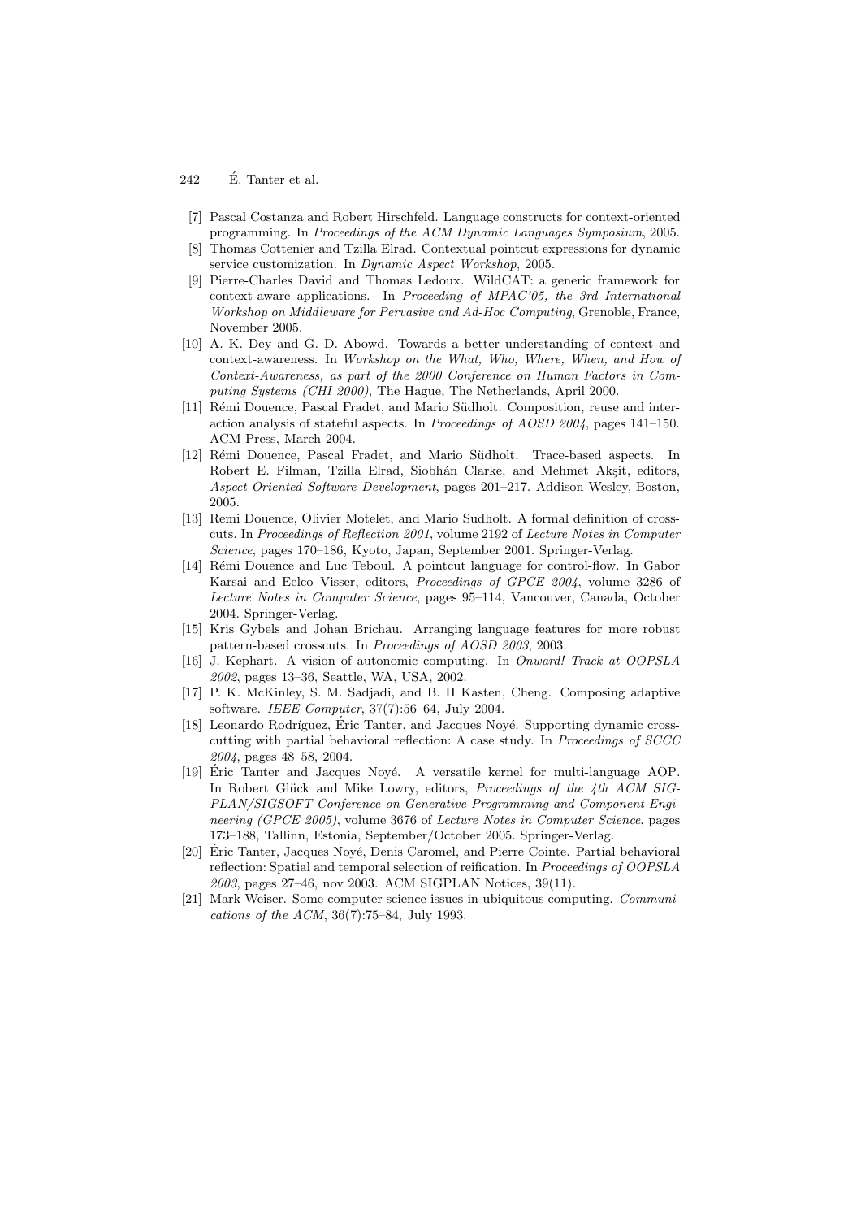[7] Pascal Costanza and Robert Hirschfeld. Language constructs for context-oriented programming. In *Proceedings of the ACM Dynamic Languages Symposium*, 2005.

[8] Thomas Cottenier and Tzilla Elrad. Contextual pointcut expressions for dynamic service customization. In *Dynamic Aspect Workshop*, 2005.

[9] Pierre-Charles David and Thomas Ledoux. WildCAT: a generic framework for context-aware applications. In *Proceeding of MPAC'05, the 3rd International Workshop on Middleware for Pervasive and Ad-Hoc Computing*, Grenoble, France, November 2005.

[10] A. K. Dey and G. D. Abowd. Towards a better understanding of context and context-awareness. In *Workshop on the What, Who, Where, When, and How of Context-Awareness, as part of the 2000 Conference on Human Factors in Computing Systems (CHI 2000)*, The Hague, The Netherlands, April 2000.

[11] Rémi Douence, Pascal Fradet, and Mario Südholt. Composition, reuse and interaction analysis of stateful aspects. In *Proceedings of AOSD 2004*, pages 141–150. ACM Press, March 2004.

[12] Rémi Douence, Pascal Fradet, and Mario Südholt. Trace-based aspects. In Robert E. Filman, Tzilla Elrad, Siobhán Clarke, and Mehmet Akşit, editors, *Aspect-Oriented Software Development*, pages 201–217. Addison-Wesley, Boston, 2005.

[13] Remi Douence, Olivier Motelet, and Mario Sudholt. A formal definition of crosscuts. In *Proceedings of Reflection 2001*, volume 2192 of *Lecture Notes in Computer Science*, pages 170–186, Kyoto, Japan, September 2001. Springer-Verlag.

[14] Rémi Douence and Luc Teboul. A pointcut language for control-flow. In Gabor Karsai and Eelco Visser, editors, *Proceedings of GPCE 2004*, volume 3286 of *Lecture Notes in Computer Science*, pages 95–114, Vancouver, Canada, October 2004. Springer-Verlag.

[15] Kris Gybels and Johan Brichau. Arranging language features for more robust pattern-based crosscuts. In *Proceedings of AOSD 2003*, 2003.

[16] J. Kephart. A vision of autonomic computing. In *Onward! Track at OOPSLA 2002*, pages 13–36, Seattle, WA, USA, 2002.

[17] P. K. McKinley, S. M. Sadjadi, and B. H Kasten, Cheng. Composing adaptive software. *IEEE Computer*, 37(7):56–64, July 2004.

[18] Leonardo Rodríguez, Éric Tanter, and Jacques Noyé. Supporting dynamic crosscutting with partial behavioral reflection: A case study. In *Proceedings of SCCC 2004*, pages 48–58, 2004.

[19] Éric Tanter and Jacques Noyé. A versatile kernel for multi-language AOP. In Robert Glück and Mike Lowry, editors, *Proceedings of the 4th ACM SIGPLAN/SIGSOFT Conference on Generative Programming and Component Engineering (GPCE 2005)*, volume 3676 of *Lecture Notes in Computer Science*, pages 173–188, Tallinn, Estonia, September/October 2005. Springer-Verlag.

[20] Éric Tanter, Jacques Noyé, Denis Caromel, and Pierre Cointe. Partial behavioral reflection: Spatial and temporal selection of reification. In *Proceedings of OOPSLA 2003*, pages 27–46, nov 2003. ACM SIGPLAN Notices, 39(11).

[21] Mark Weiser. Some computer science issues in ubiquitous computing. *Communications of the ACM*, 36(7):75–84, July 1993.